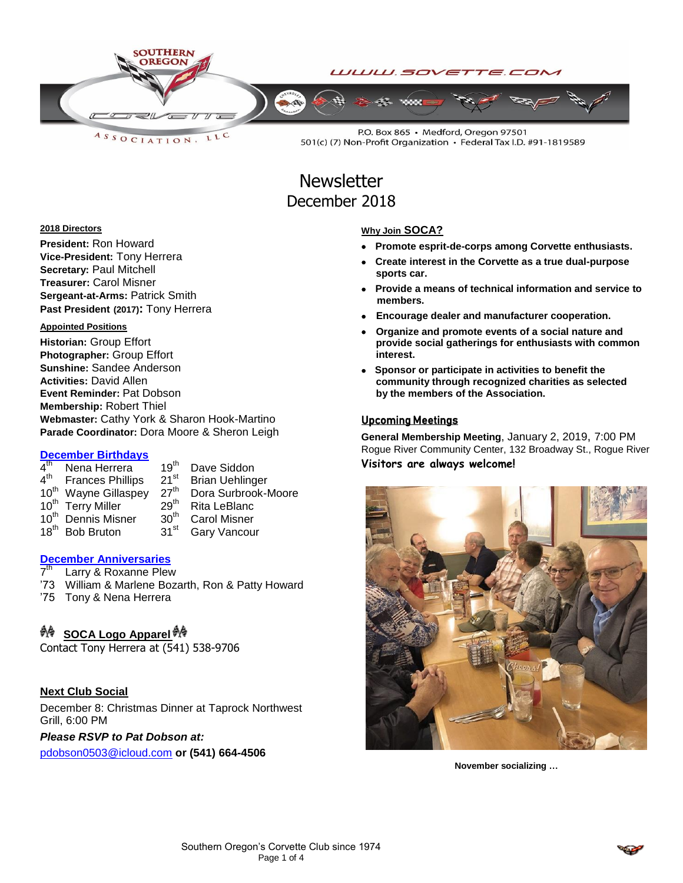SOUTHERN OREGON CORVETTE ASSOCIATION, LLC

WWW.SOVETTE.COM

P.O. Box 865 • Medford, Oregon 97501
501(c) (7) Non-Profit Organization • Federal Tax I.D. #91-1819589

# Newsletter
## December 2018

**2018 Directors**

**President:** Ron Howard
**Vice-President:** Tony Herrera
**Secretary:** Paul Mitchell
**Treasurer:** Carol Misner
**Sergeant-at-Arms:** Patrick Smith
**Past President (2017):** Tony Herrera

**Appointed Positions**

**Historian:** Group Effort
**Photographer:** Group Effort
**Sunshine:** Sandee Anderson
**Activities:** David Allen
**Event Reminder:** Pat Dobson
**Membership:** Robert Thiel
**Webmaster:** Cathy York & Sharon Hook-Martino
**Parade Coordinator:** Dora Moore & Sheron Leigh

**December Birthdays**

| | | | |
|---|---|---|---|
| 4th | Nena Herrera | 19th | Dave Siddon |
| 4th | Frances Phillips | 21st | Brian Uehlinger |
| 10th | Wayne Gillaspey | 27th | Dora Surbrook-Moore |
| 10th | Terry Miller | 29th | Rita LeBlanc |
| 10th | Dennis Misner | 30th | Carol Misner |
| 18th | Bob Bruton | 31st | Gary Vancour |

**December Anniversaries**

7th Larry & Roxanne Plew
'73 William & Marlene Bozarth, Ron & Patty Howard
'75 Tony & Nena Herrera

**SOCA Logo Apparel**

Contact Tony Herrera at (541) 538-9706

**Next Club Social**

December 8: Christmas Dinner at Taprock Northwest Grill, 6:00 PM

***Please RSVP to Pat Dobson at:***
pdobson0503@icloud.com **or (541) 664-4506**

**Why Join SOCA?**

- **Promote esprit-de-corps among Corvette enthusiasts.**
- **Create interest in the Corvette as a true dual-purpose sports car.**
- **Provide a means of technical information and service to members.**
- **Encourage dealer and manufacturer cooperation.**
- **Organize and promote events of a social nature and provide social gatherings for enthusiasts with common interest.**
- **Sponsor or participate in activities to benefit the community through recognized charities as selected by the members of the Association.**

**Upcoming Meetings**

**General Membership Meeting**, January 2, 2019, 7:00 PM
Rogue River Community Center, 132 Broadway St., Rogue River

**Visitors are always welcome!**

**November socializing …**

Southern Oregon's Corvette Club since 1974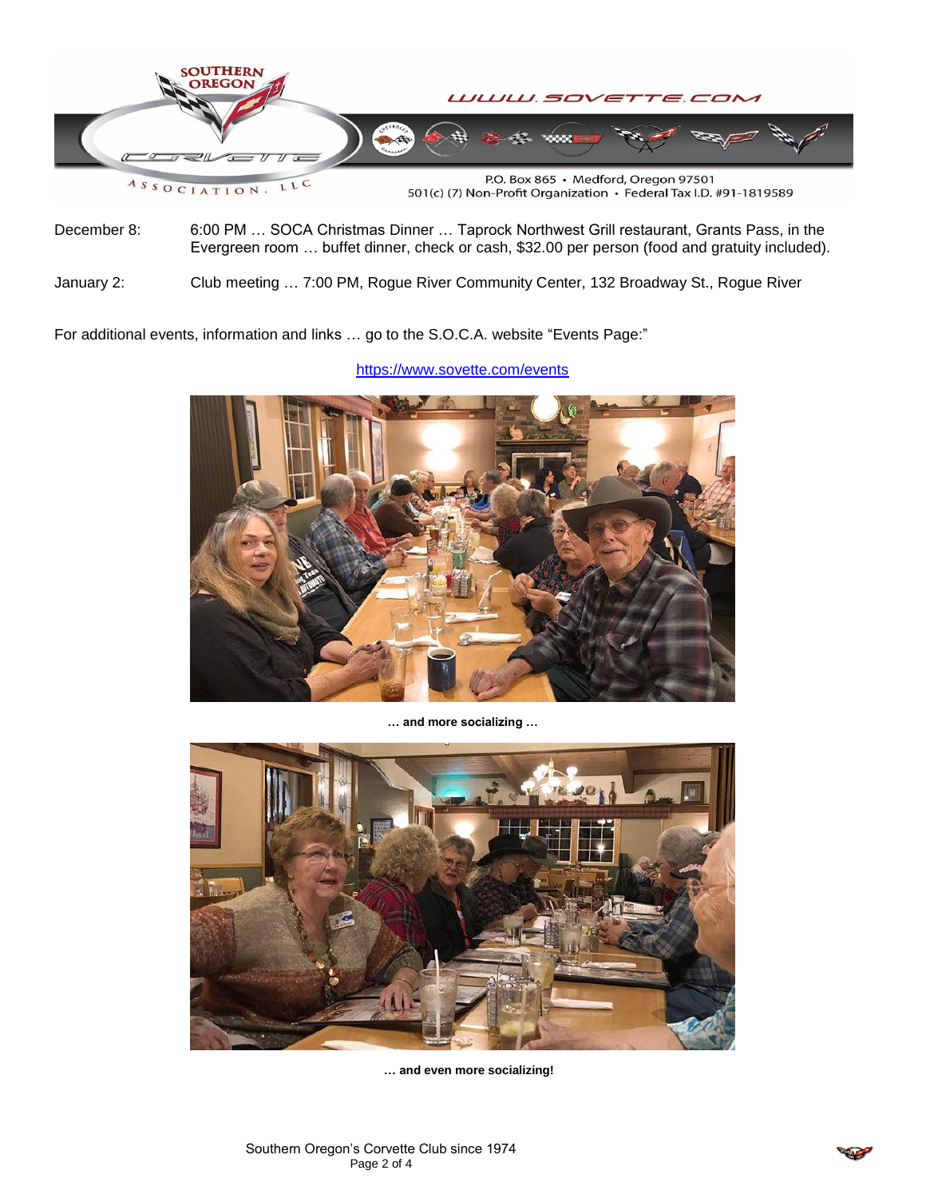December 8: 6:00 PM … SOCA Christmas Dinner … Taprock Northwest Grill restaurant, Grants Pass, in the Evergreen room … buffet dinner, check or cash, $32.00 per person (food and gratuity included).

January 2: Club meeting … 7:00 PM, Rogue River Community Center, 132 Broadway St., Rogue River

For additional events, information and links … go to the S.O.C.A. website "Events Page:"

https://www.sovette.com/events

**… and more socializing …**

**… and even more socializing!**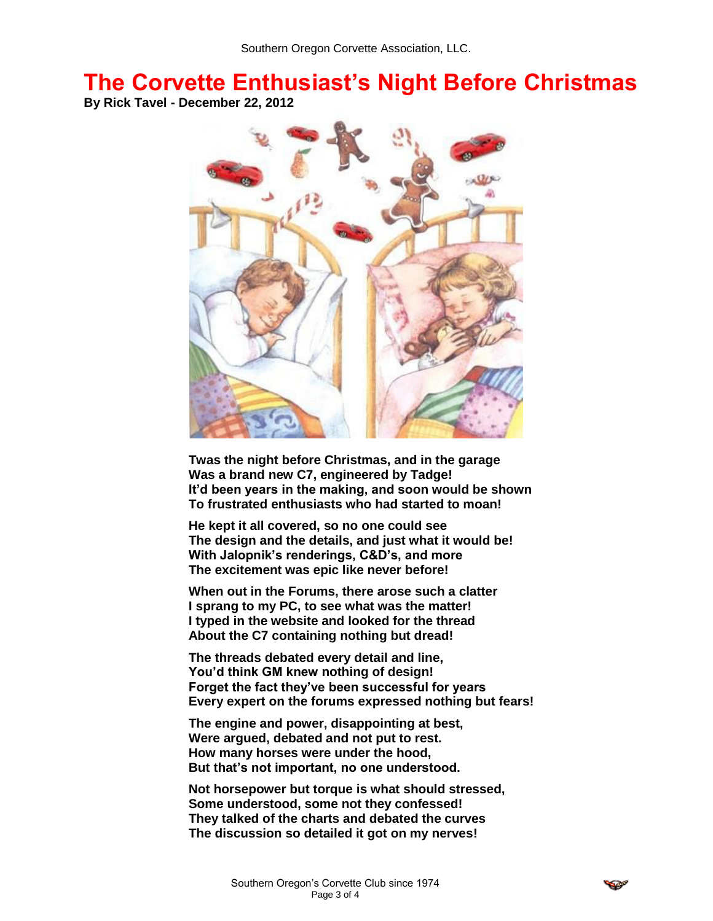# The Corvette Enthusiast's Night Before Christmas

**By Rick Tavel - December 22, 2012**

**Twas the night before Christmas, and in the garage**
**Was a brand new C7, engineered by Tadge!**
**It'd been years in the making, and soon would be shown**
**To frustrated enthusiasts who had started to moan!**

**He kept it all covered, so no one could see**
**The design and the details, and just what it would be!**
**With Jalopnik's renderings, C&D's, and more**
**The excitement was epic like never before!**

**When out in the Forums, there arose such a clatter**
**I sprang to my PC, to see what was the matter!**
**I typed in the website and looked for the thread**
**About the C7 containing nothing but dread!**

**The threads debated every detail and line,**
**You'd think GM knew nothing of design!**
**Forget the fact they've been successful for years**
**Every expert on the forums expressed nothing but fears!**

**The engine and power, disappointing at best,**
**Were argued, debated and not put to rest.**
**How many horses were under the hood,**
**But that's not important, no one understood.**

**Not horsepower but torque is what should stressed,**
**Some understood, some not they confessed!**
**They talked of the charts and debated the curves**
**The discussion so detailed it got on my nerves!**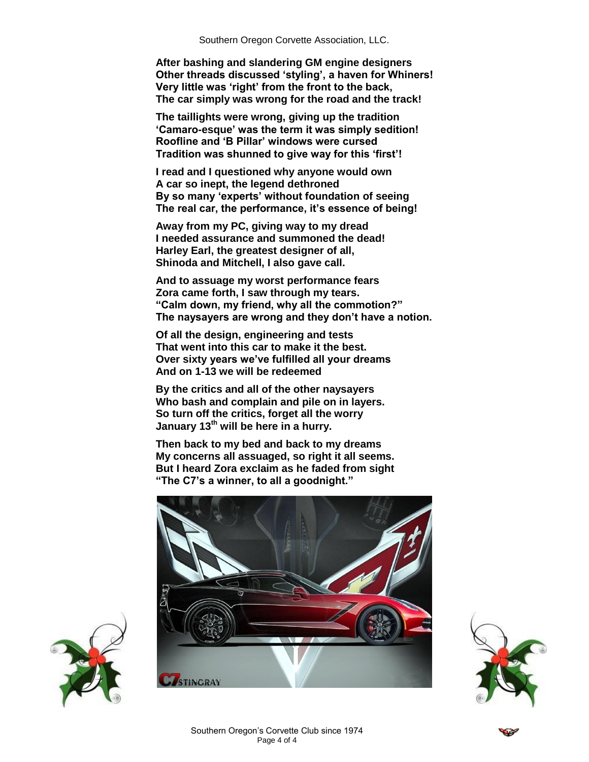**After bashing and slandering GM engine designers**
**Other threads discussed 'styling', a haven for Whiners!**
**Very little was 'right' from the front to the back,**
**The car simply was wrong for the road and the track!**

**The taillights were wrong, giving up the tradition**
**'Camaro-esque' was the term it was simply sedition!**
**Roofline and 'B Pillar' windows were cursed**
**Tradition was shunned to give way for this 'first'!**

**I read and I questioned why anyone would own**
**A car so inept, the legend dethroned**
**By so many 'experts' without foundation of seeing**
**The real car, the performance, it's essence of being!**

**Away from my PC, giving way to my dread**
**I needed assurance and summoned the dead!**
**Harley Earl, the greatest designer of all,**
**Shinoda and Mitchell, I also gave call.**

**And to assuage my worst performance fears**
**Zora came forth, I saw through my tears.**
**"Calm down, my friend, why all the commotion?"**
**The naysayers are wrong and they don't have a notion.**

**Of all the design, engineering and tests**
**That went into this car to make it the best.**
**Over sixty years we've fulfilled all your dreams**
**And on 1-13 we will be redeemed**

**By the critics and all of the other naysayers**
**Who bash and complain and pile on in layers.**
**So turn off the critics, forget all the worry**
**January 13th will be here in a hurry.**

**Then back to my bed and back to my dreams**
**My concerns all assuaged, so right it all seems.**
**But I heard Zora exclaim as he faded from sight**
**"The C7's a winner, to all a goodnight."**